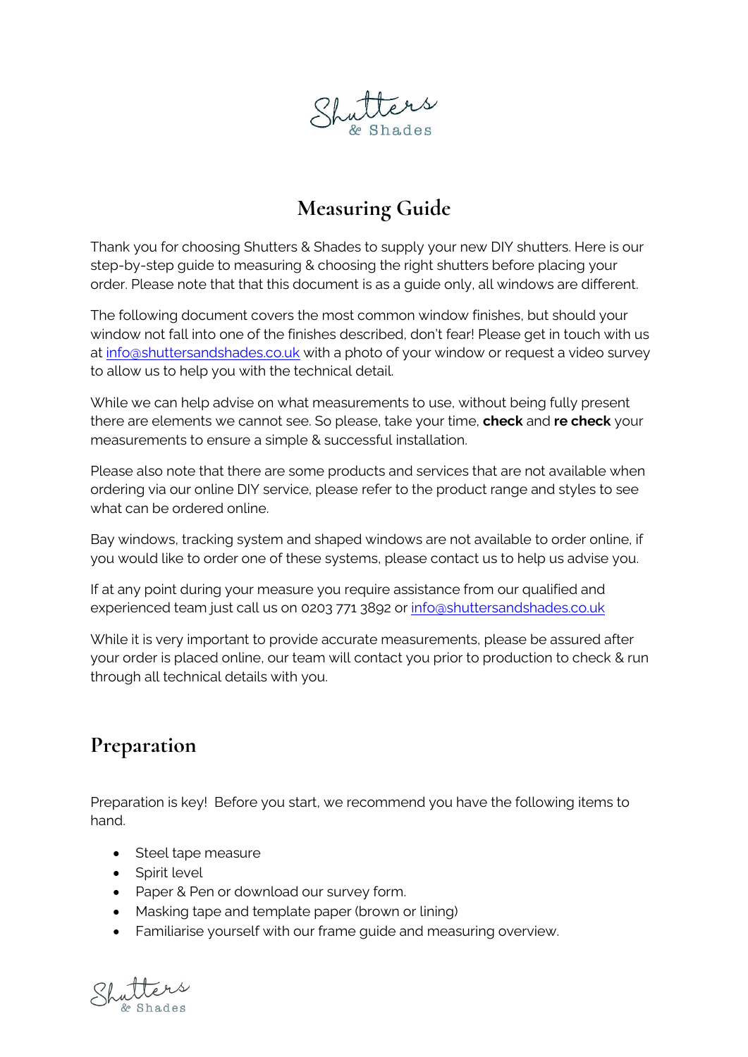# Measuring Guide

Thank you for choosing Shutters & Shades to supply your new DIY shutters. Here is our step-by-step guide to measuring & choosing the right shutters before placing your order. Please note that that this document is as a guide only, all windows are different.

The following document covers the most common window finishes, but should your window not fall into one of the finishes described, don't fear! Please get in touch with us at info@shuttersandshades.co.uk with a photo of your window or request a video survey to allow us to help you with the technical detail.

While we can help advise on what measurements to use, without being fully present there are elements we cannot see. So please, take your time, **check** and **re check** your measurements to ensure a simple & successful installation.

Please also note that there are some products and services that are not available when ordering via our online DIY service, please refer to the product range and styles to see what can be ordered online.

Bay windows, tracking system and shaped windows are not available to order online, if you would like to order one of these systems, please contact us to help us advise you.

If at any point during your measure you require assistance from our qualified and experienced team just call us on 0203 771 3892 or info@shuttersandshades.co.uk

While it is very important to provide accurate measurements, please be assured after your order is placed online, our team will contact you prior to production to check & run through all technical details with you.

## Preparation

Preparation is key! Before you start, we recommend you have the following items to hand.

- Steel tape measure
- Spirit level
- Paper & Pen or download our survey form.
- Masking tape and template paper (brown or lining)
- Familiarise yourself with our frame guide and measuring overview.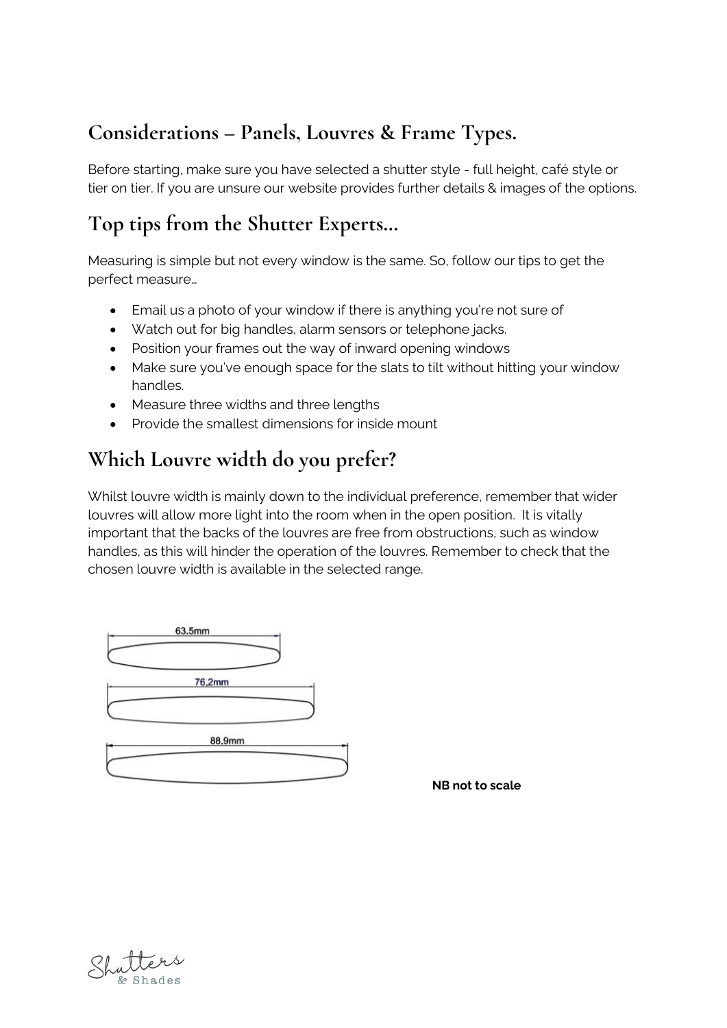## Considerations – Panels, Louvres & Frame Types.

Before starting, make sure you have selected a shutter style - full height, café style or tier on tier. If you are unsure our website provides further details & images of the options.

## Top tips from the Shutter Experts...

Measuring is simple but not every window is the same. So, follow our tips to get the perfect measure...

- Email us a photo of your window if there is anything you're not sure of
- Watch out for big handles, alarm sensors or telephone jacks.
- Position your frames out the way of inward opening windows
- Make sure you've enough space for the slats to tilt without hitting your window handles.
- Measure three widths and three lengths
- Provide the smallest dimensions for inside mount

## Which Louvre width do you prefer?

Whilst louvre width is mainly down to the individual preference, remember that wider louvres will allow more light into the room when in the open position. It is vitally important that the backs of the louvres are free from obstructions, such as window handles, as this will hinder the operation of the louvres. Remember to check that the chosen louvre width is available in the selected range.

63.5mm

76,2mm

88,9mm

**NB not to scale**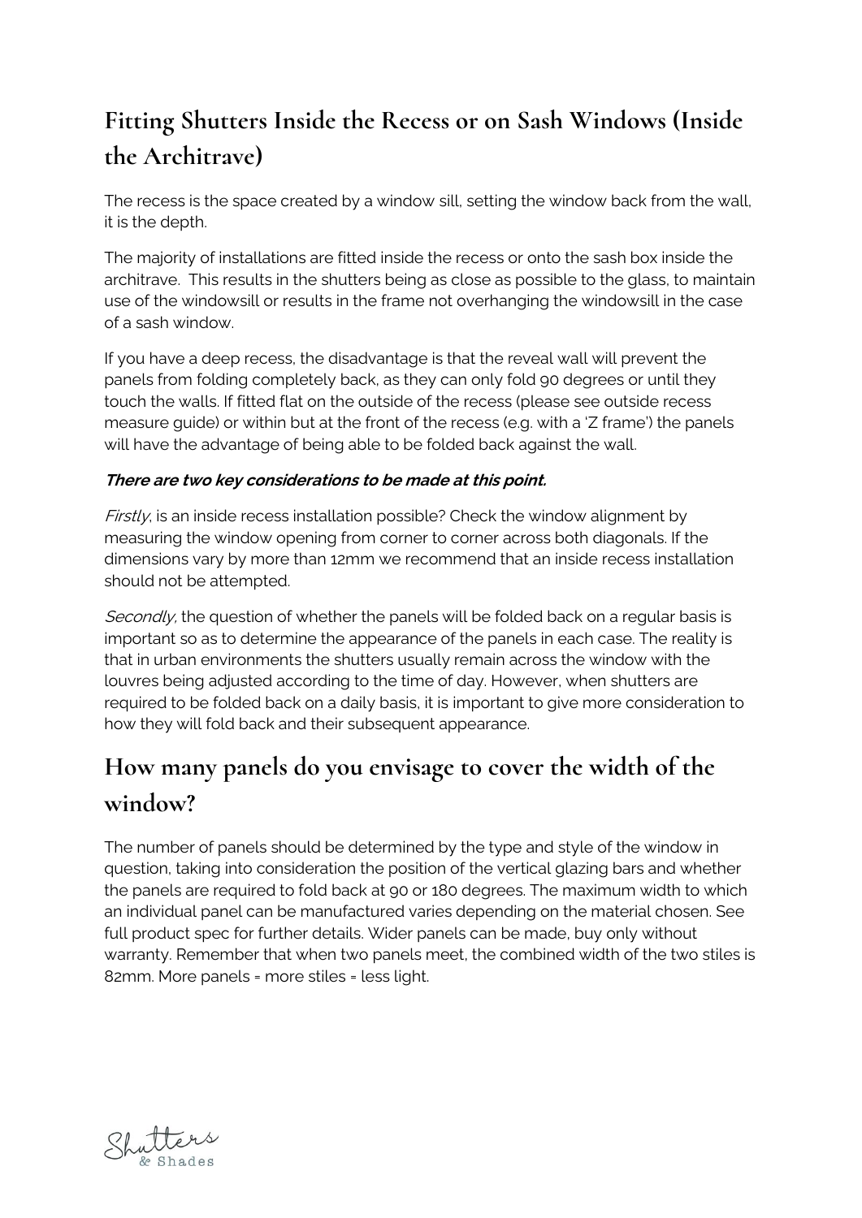## Fitting Shutters Inside the Recess or on Sash Windows (Inside the Architrave)

The recess is the space created by a window sill, setting the window back from the wall, it is the depth.

The majority of installations are fitted inside the recess or onto the sash box inside the architrave.  This results in the shutters being as close as possible to the glass, to maintain use of the windowsill or results in the frame not overhanging the windowsill in the case of a sash window.

If you have a deep recess, the disadvantage is that the reveal wall will prevent the panels from folding completely back, as they can only fold 90 degrees or until they touch the walls. If fitted flat on the outside of the recess (please see outside recess measure guide) or within but at the front of the recess (e.g. with a 'Z frame') the panels will have the advantage of being able to be folded back against the wall.

***There are two key considerations to be made at this point.***

*Firstly*, is an inside recess installation possible? Check the window alignment by measuring the window opening from corner to corner across both diagonals. If the dimensions vary by more than 12mm we recommend that an inside recess installation should not be attempted.

*Secondly,* the question of whether the panels will be folded back on a regular basis is important so as to determine the appearance of the panels in each case. The reality is that in urban environments the shutters usually remain across the window with the louvres being adjusted according to the time of day. However, when shutters are required to be folded back on a daily basis, it is important to give more consideration to how they will fold back and their subsequent appearance.

## How many panels do you envisage to cover the width of the window?

The number of panels should be determined by the type and style of the window in question, taking into consideration the position of the vertical glazing bars and whether the panels are required to fold back at 90 or 180 degrees. The maximum width to which an individual panel can be manufactured varies depending on the material chosen. See full product spec for further details. Wider panels can be made, buy only without warranty. Remember that when two panels meet, the combined width of the two stiles is 82mm. More panels = more stiles = less light.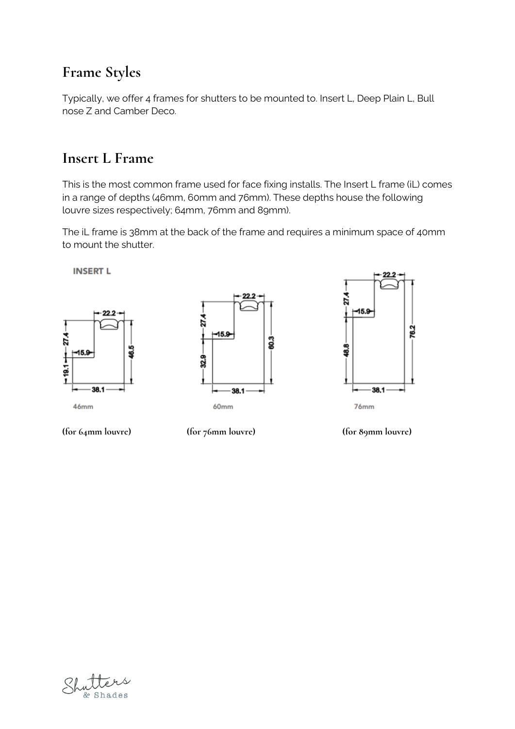## Frame Styles

Typically, we offer 4 frames for shutters to be mounted to. Insert L, Deep Plain L, Bull nose Z and Camber Deco.

## Insert L Frame

This is the most common frame used for face fixing installs. The Insert L frame (iL) comes in a range of depths (46mm, 60mm and 76mm). These depths house the following louvre sizes respectively; 64mm, 76mm and 89mm).

The iL frame is 38mm at the back of the frame and requires a minimum space of 40mm to mount the shutter.

INSERT L

46mm

**(for 64mm louvre)**

60mm

**(for 76mm louvre)**

76mm

**(for 89mm louvre)**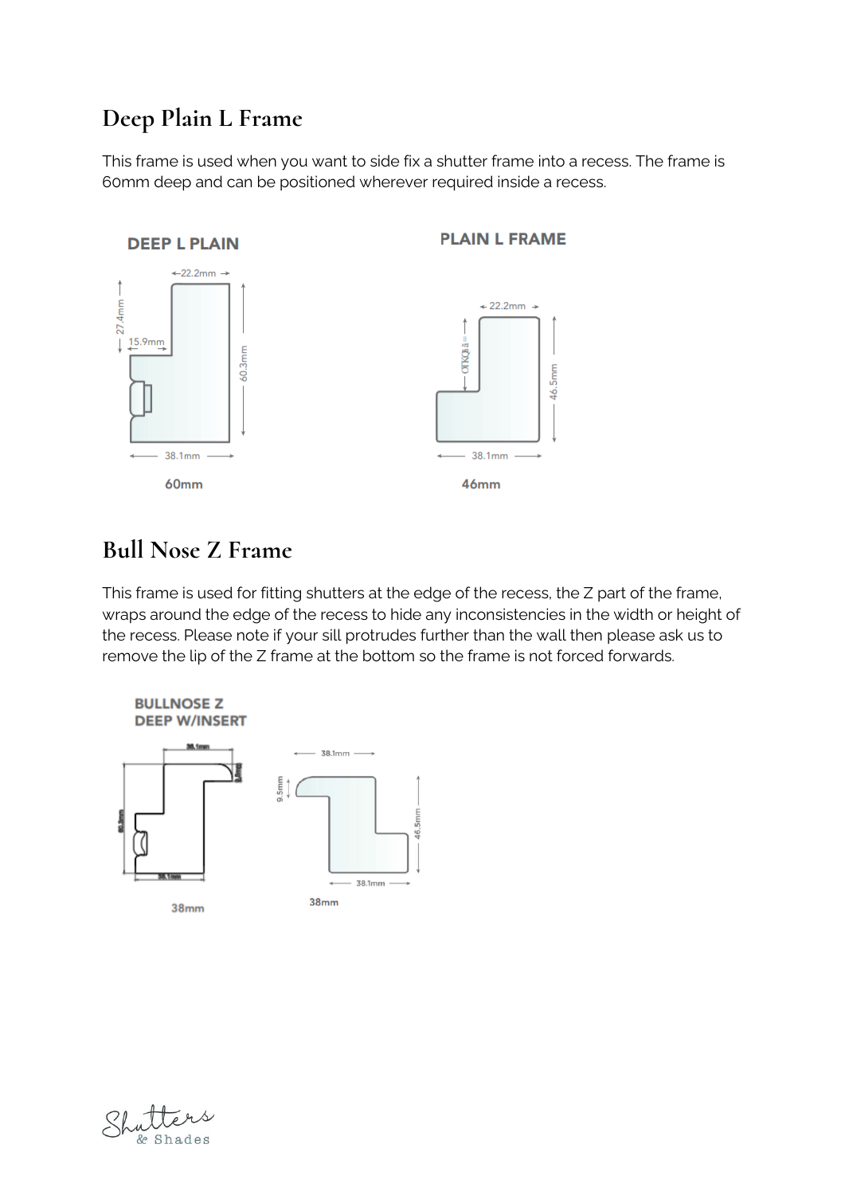## Deep Plain L Frame

This frame is used when you want to side fix a shutter frame into a recess. The frame is 60mm deep and can be positioned wherever required inside a recess.

**DEEP L PLAIN**

22.2mm, 27.4mm, 15.9mm, 60.3mm, 38.1mm

60mm

**PLAIN L FRAME**

22.2mm, 46.5mm, 38.1mm

46mm

## Bull Nose Z Frame

This frame is used for fitting shutters at the edge of the recess, the Z part of the frame, wraps around the edge of the recess to hide any inconsistencies in the width or height of the recess. Please note if your sill protrudes further than the wall then please ask us to remove the lip of the Z frame at the bottom so the frame is not forced forwards.

**BULLNOSE Z DEEP W/INSERT**

38.1mm, 60.3mm, 38.1mm

38mm

38.1mm, 9.5mm, 46.5mm, 38.1mm

38mm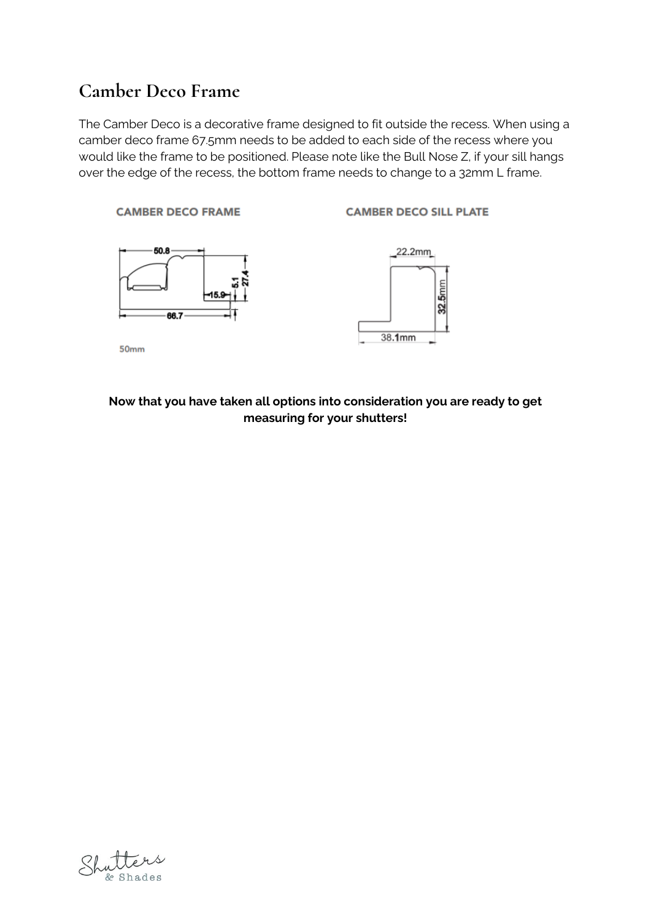## Camber Deco Frame

The Camber Deco is a decorative frame designed to fit outside the recess. When using a camber deco frame 67.5mm needs to be added to each side of the recess where you would like the frame to be positioned. Please note like the Bull Nose Z, if your sill hangs over the edge of the recess, the bottom frame needs to change to a 32mm L frame.

CAMBER DECO FRAME

50.8

15.9

5.1

27.4

66.7

50mm

CAMBER DECO SILL PLATE

22.2mm

32.5mm

38.1mm

**Now that you have taken all options into consideration you are ready to get measuring for your shutters!**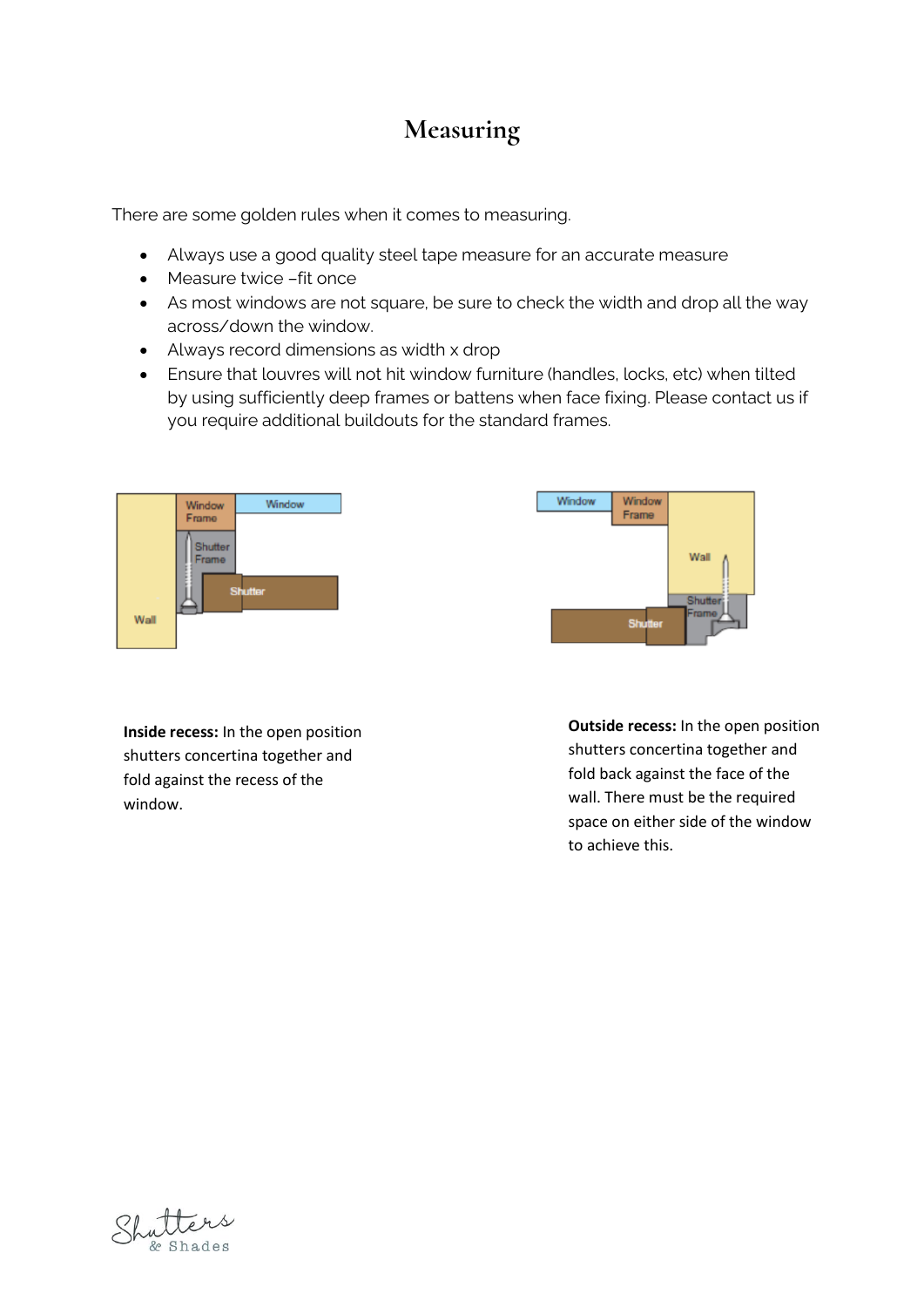# Measuring

There are some golden rules when it comes to measuring.

- Always use a good quality steel tape measure for an accurate measure
- Measure twice –fit once
- As most windows are not square, be sure to check the width and drop all the way across/down the window.
- Always record dimensions as width x drop
- Ensure that louvres will not hit window furniture (handles, locks, etc) when tilted by using sufficiently deep frames or battens when face fixing. Please contact us if you require additional buildouts for the standard frames.

**Inside recess:** In the open position shutters concertina together and fold against the recess of the window.

**Outside recess:** In the open position shutters concertina together and fold back against the face of the wall. There must be the required space on either side of the window to achieve this.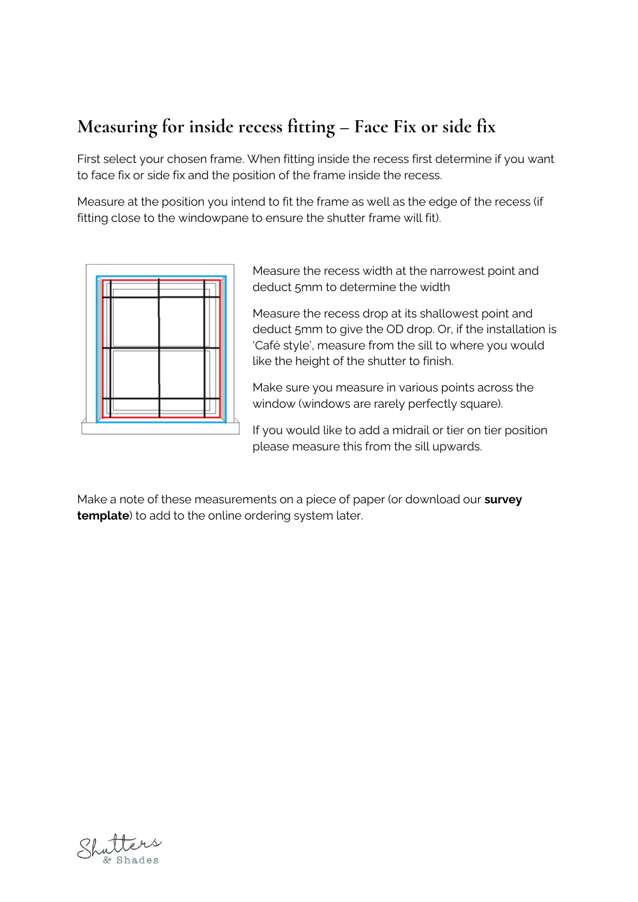# Measuring for inside recess fitting – Face Fix or side fix

First select your chosen frame. When fitting inside the recess first determine if you want to face fix or side fix and the position of the frame inside the recess.

Measure at the position you intend to fit the frame as well as the edge of the recess (if fitting close to the windowpane to ensure the shutter frame will fit).

Measure the recess width at the narrowest point and deduct 5mm to determine the width

Measure the recess drop at its shallowest point and deduct 5mm to give the OD drop. Or, if the installation is 'Café style', measure from the sill to where you would like the height of the shutter to finish.

Make sure you measure in various points across the window (windows are rarely perfectly square).

If you would like to add a midrail or tier on tier position please measure this from the sill upwards.

Make a note of these measurements on a piece of paper (or download our **survey template**) to add to the online ordering system later.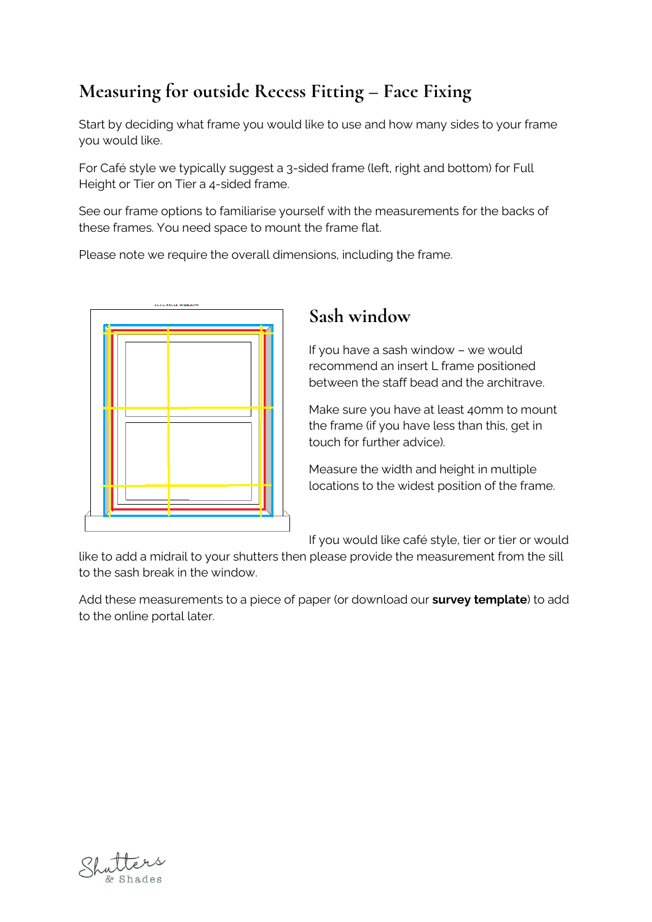# Measuring for outside Recess Fitting – Face Fixing

Start by deciding what frame you would like to use and how many sides to your frame you would like.

For Café style we typically suggest a 3-sided frame (left, right and bottom) for Full Height or Tier on Tier a 4-sided frame.

See our frame options to familiarise yourself with the measurements for the backs of these frames. You need space to mount the frame flat.

Please note we require the overall dimensions, including the frame.

## Sash window

If you have a sash window – we would recommend an insert L frame positioned between the staff bead and the architrave.

Make sure you have at least 40mm to mount the frame (if you have less than this, get in touch for further advice).

Measure the width and height in multiple locations to the widest position of the frame.

If you would like café style, tier or tier or would like to add a midrail to your shutters then please provide the measurement from the sill to the sash break in the window.

Add these measurements to a piece of paper (or download our **survey template**) to add to the online portal later.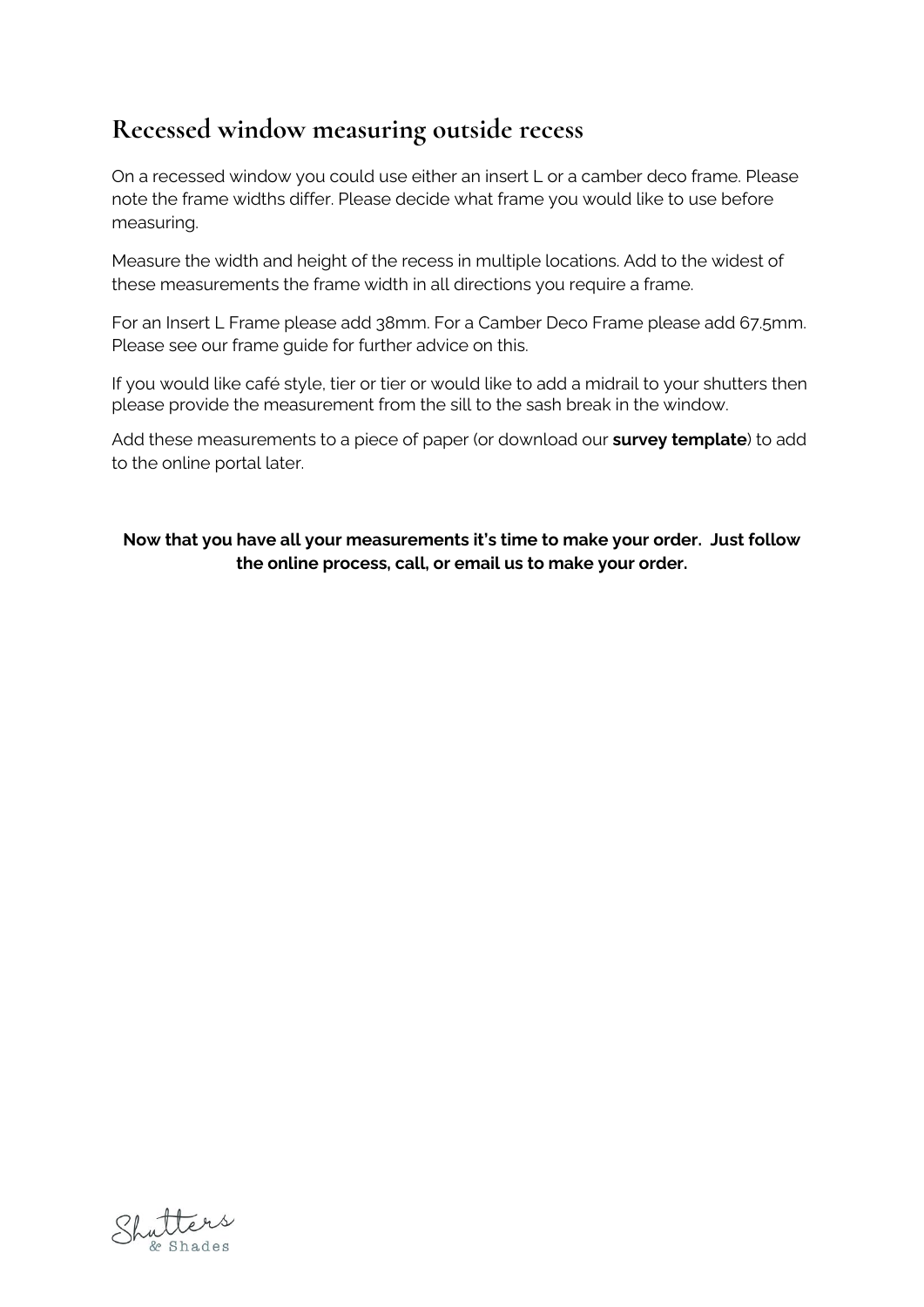## Recessed window measuring outside recess

On a recessed window you could use either an insert L or a camber deco frame. Please note the frame widths differ. Please decide what frame you would like to use before measuring.

Measure the width and height of the recess in multiple locations. Add to the widest of these measurements the frame width in all directions you require a frame.

For an Insert L Frame please add 38mm. For a Camber Deco Frame please add 67.5mm. Please see our frame guide for further advice on this.

If you would like café style, tier or tier or would like to add a midrail to your shutters then please provide the measurement from the sill to the sash break in the window.

Add these measurements to a piece of paper (or download our **survey template**) to add to the online portal later.

**Now that you have all your measurements it's time to make your order. Just follow the online process, call, or email us to make your order.**